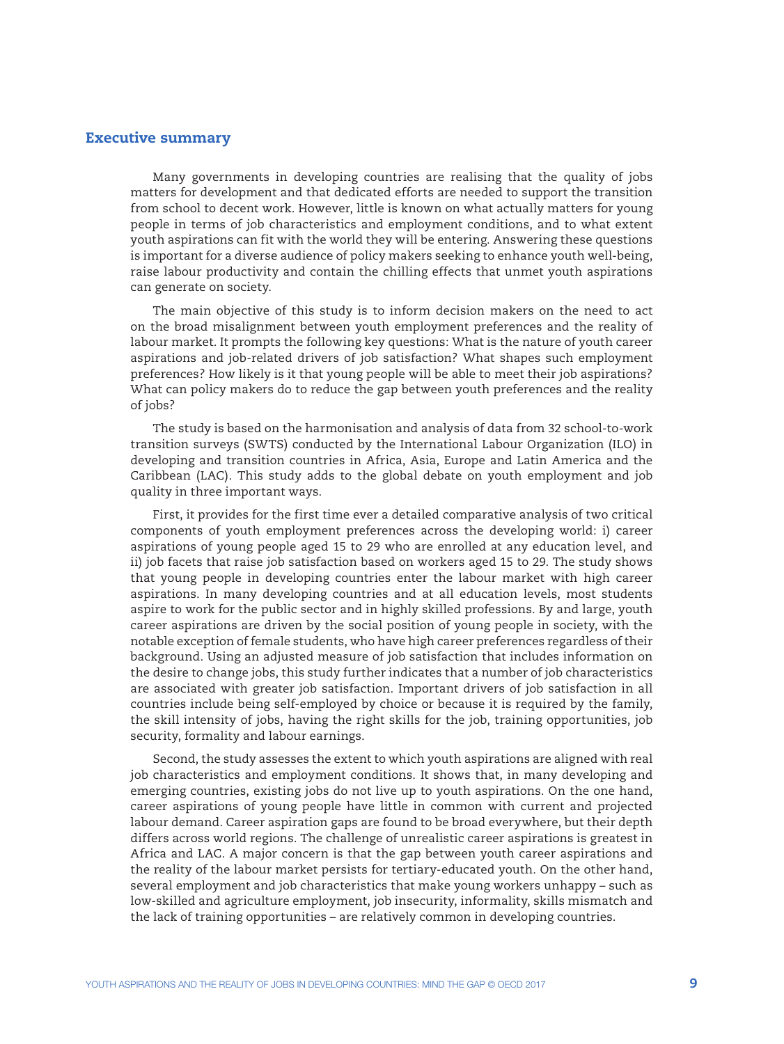## Executive summary

Many governments in developing countries are realising that the quality of jobs matters for development and that dedicated efforts are needed to support the transition from school to decent work. However, little is known on what actually matters for young people in terms of job characteristics and employment conditions, and to what extent youth aspirations can fit with the world they will be entering. Answering these questions is important for a diverse audience of policy makers seeking to enhance youth well-being, raise labour productivity and contain the chilling effects that unmet youth aspirations can generate on society.

The main objective of this study is to inform decision makers on the need to act on the broad misalignment between youth employment preferences and the reality of labour market. It prompts the following key questions: What is the nature of youth career aspirations and job-related drivers of job satisfaction? What shapes such employment preferences? How likely is it that young people will be able to meet their job aspirations? What can policy makers do to reduce the gap between youth preferences and the reality of jobs?

The study is based on the harmonisation and analysis of data from 32 school-to-work transition surveys (SWTS) conducted by the International Labour Organization (ILO) in developing and transition countries in Africa, Asia, Europe and Latin America and the Caribbean (LAC). This study adds to the global debate on youth employment and job quality in three important ways.

First, it provides for the first time ever a detailed comparative analysis of two critical components of youth employment preferences across the developing world: i) career aspirations of young people aged 15 to 29 who are enrolled at any education level, and ii) job facets that raise job satisfaction based on workers aged 15 to 29. The study shows that young people in developing countries enter the labour market with high career aspirations. In many developing countries and at all education levels, most students aspire to work for the public sector and in highly skilled professions. By and large, youth career aspirations are driven by the social position of young people in society, with the notable exception of female students, who have high career preferences regardless of their background. Using an adjusted measure of job satisfaction that includes information on the desire to change jobs, this study further indicates that a number of job characteristics are associated with greater job satisfaction. Important drivers of job satisfaction in all countries include being self-employed by choice or because it is required by the family, the skill intensity of jobs, having the right skills for the job, training opportunities, job security, formality and labour earnings.

Second, the study assesses the extent to which youth aspirations are aligned with real job characteristics and employment conditions. It shows that, in many developing and emerging countries, existing jobs do not live up to youth aspirations. On the one hand, career aspirations of young people have little in common with current and projected labour demand. Career aspiration gaps are found to be broad everywhere, but their depth differs across world regions. The challenge of unrealistic career aspirations is greatest in Africa and LAC. A major concern is that the gap between youth career aspirations and the reality of the labour market persists for tertiary-educated youth. On the other hand, several employment and job characteristics that make young workers unhappy – such as low-skilled and agriculture employment, job insecurity, informality, skills mismatch and the lack of training opportunities – are relatively common in developing countries.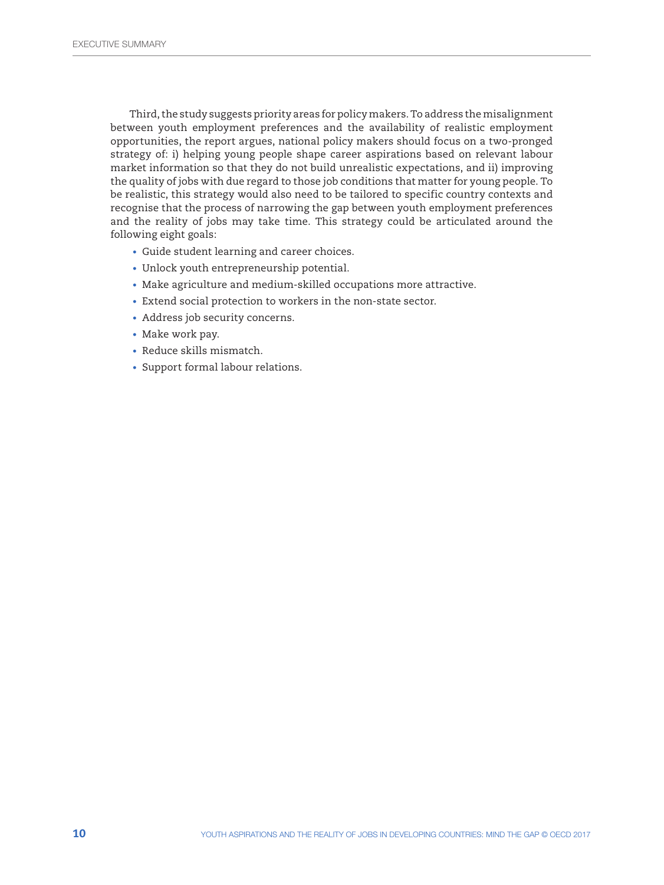Third, the study suggests priority areas for policy makers. To address the misalignment between youth employment preferences and the availability of realistic employment opportunities, the report argues, national policy makers should focus on a two-pronged strategy of: i) helping young people shape career aspirations based on relevant labour market information so that they do not build unrealistic expectations, and ii) improving the quality of jobs with due regard to those job conditions that matter for young people. To be realistic, this strategy would also need to be tailored to specific country contexts and recognise that the process of narrowing the gap between youth employment preferences and the reality of jobs may take time. This strategy could be articulated around the following eight goals:

- Guide student learning and career choices.
- Unlock youth entrepreneurship potential.
- Make agriculture and medium-skilled occupations more attractive.
- Extend social protection to workers in the non-state sector.
- Address job security concerns.
- Make work pay.
- Reduce skills mismatch.
- Support formal labour relations.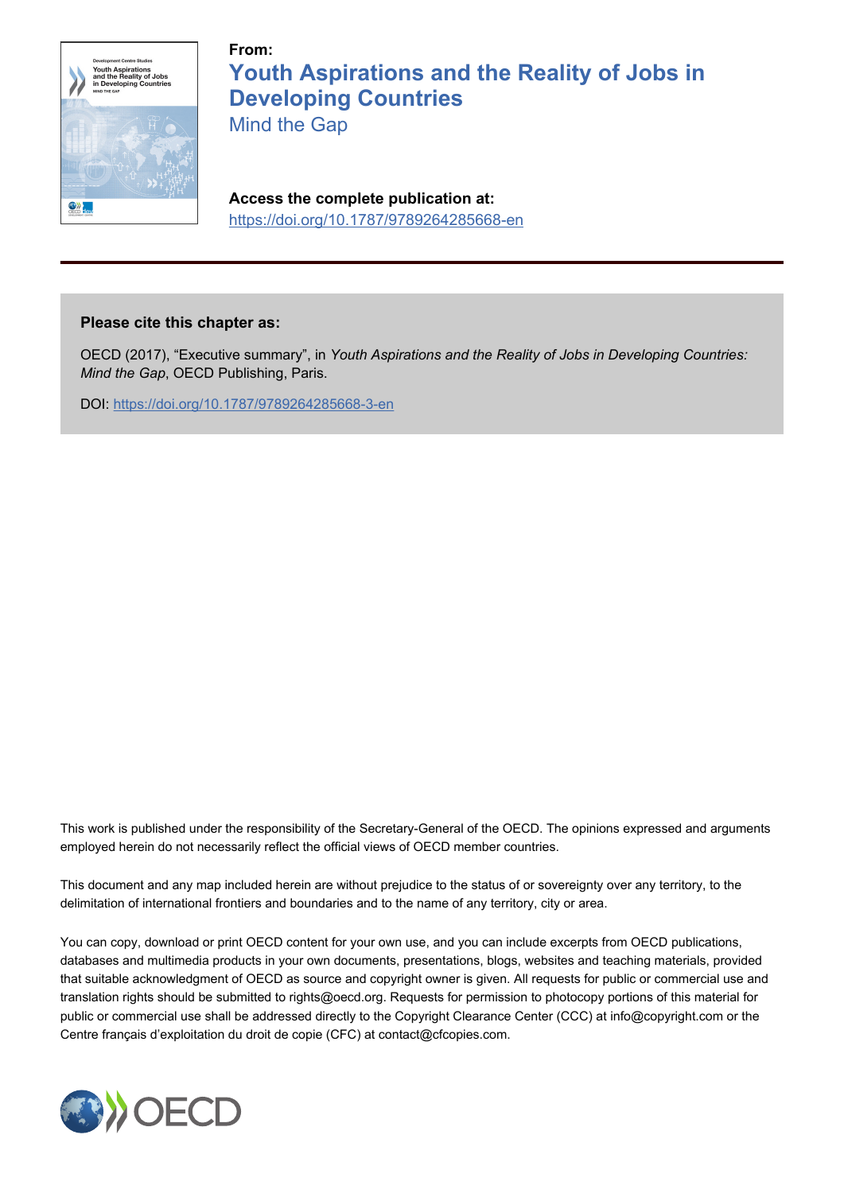**From:**

# Youth Aspirations and the Reality of Jobs in Developing Countries

## Mind the Gap

**Access the complete publication at:**

https://doi.org/10.1787/9789264285668-en

---

**Please cite this chapter as:**

OECD (2017), "Executive summary", in *Youth Aspirations and the Reality of Jobs in Developing Countries: Mind the Gap*, OECD Publishing, Paris.

DOI: https://doi.org/10.1787/9789264285668-3-en

This work is published under the responsibility of the Secretary-General of the OECD. The opinions expressed and arguments employed herein do not necessarily reflect the official views of OECD member countries.

This document and any map included herein are without prejudice to the status of or sovereignty over any territory, to the delimitation of international frontiers and boundaries and to the name of any territory, city or area.

You can copy, download or print OECD content for your own use, and you can include excerpts from OECD publications, databases and multimedia products in your own documents, presentations, blogs, websites and teaching materials, provided that suitable acknowledgment of OECD as source and copyright owner is given. All requests for public or commercial use and translation rights should be submitted to rights@oecd.org. Requests for permission to photocopy portions of this material for public or commercial use shall be addressed directly to the Copyright Clearance Center (CCC) at info@copyright.com or the Centre français d'exploitation du droit de copie (CFC) at contact@cfcopies.com.